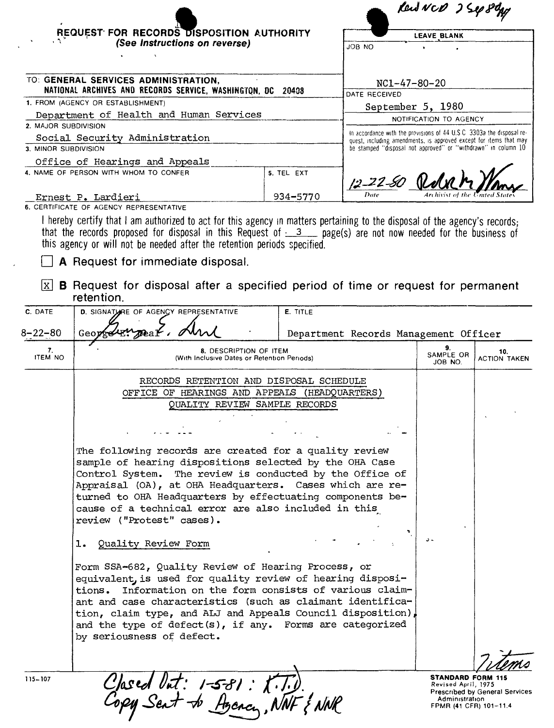Recd NCD 2 Sep 80

**REQUEST FOR RECORDS DISPOSITION AUTHORITY**
*(See Instructions on reverse)*

| | |
|---|---|
| TO: **GENERAL SERVICES ADMINISTRATION, NATIONAL ARCHIVES AND RECORDS SERVICE, WASHINGTON, DC 20408** | LEAVE BLANK |
| 1. FROM (AGENCY OR ESTABLISHMENT): Department of Health and Human Services | JOB NO: NC1-47-80-20 |
| 2. MAJOR SUBDIVISION: Social Security Administration | DATE RECEIVED: September 5, 1980 |
| 3. MINOR SUBDIVISION: Office of Hearings and Appeals | NOTIFICATION TO AGENCY: In accordance with the provisions of 44 U.S.C. 3303a the disposal request, including amendments, is approved except for items that may be stamped "disposal not approved" or "withdrawn" in column 10 |
| 4. NAME OF PERSON WITH WHOM TO CONFER: Ernest P. Lardieri — 5. TEL EXT: 934-5770 | 12-22-80 (Date) — Robert M. Warner (Archivist of the United States) |

6. CERTIFICATE OF AGENCY REPRESENTATIVE

I hereby certify that I am authorized to act for this agency in matters pertaining to the disposal of the agency's records; that the records proposed for disposal in this Request of 3 page(s) are not now needed for the business of this agency or will not be needed after the retention periods specified.

☐ **A** Request for immediate disposal.

☒ **B** Request for disposal after a specified period of time or request for permanent retention.

| C. DATE | D. SIGNATURE OF AGENCY REPRESENTATIVE | E. TITLE |
|---|---|---|
| 8-22-80 | George E. Neal | Department Records Management Officer |

| 7. ITEM NO | 8. DESCRIPTION OF ITEM (With Inclusive Dates or Retention Periods) | 9. SAMPLE OR JOB NO. | 10. ACTION TAKEN |
|---|---|---|---|
| | RECORDS RETENTION AND DISPOSAL SCHEDULE<br>OFFICE OF HEARINGS AND APPEALS (HEADQUARTERS)<br>QUALITY REVIEW SAMPLE RECORDS | | |
| | The following records are created for a quality review sample of hearing dispositions selected by the OHA Case Control System. The review is conducted by the Office of Appraisal (OA), at OHA Headquarters. Cases which are returned to OHA Headquarters by effectuating components because of a technical error are also included in this review ("Protest" cases). | | |
| | 1. Quality Review Form | | |
| | Form SSA-682, Quality Review of Hearing Process, or equivalent, is used for quality review of hearing dispositions. Information on the form consists of various claimant and case characteristics (such as claimant identification, claim type, and ALJ and Appeals Council disposition), and the type of defect(s), if any. Forms are categorized by seriousness of defect. | | |
| | | | 7 items |

115-107

Closed Out: 1-5-81 : K.T.D.
Copy Sent to Agency, NNF & NNR

**STANDARD FORM 115**
Revised April, 1975
Prescribed by General Services Administration
FPMR (41 CFR) 101-11.4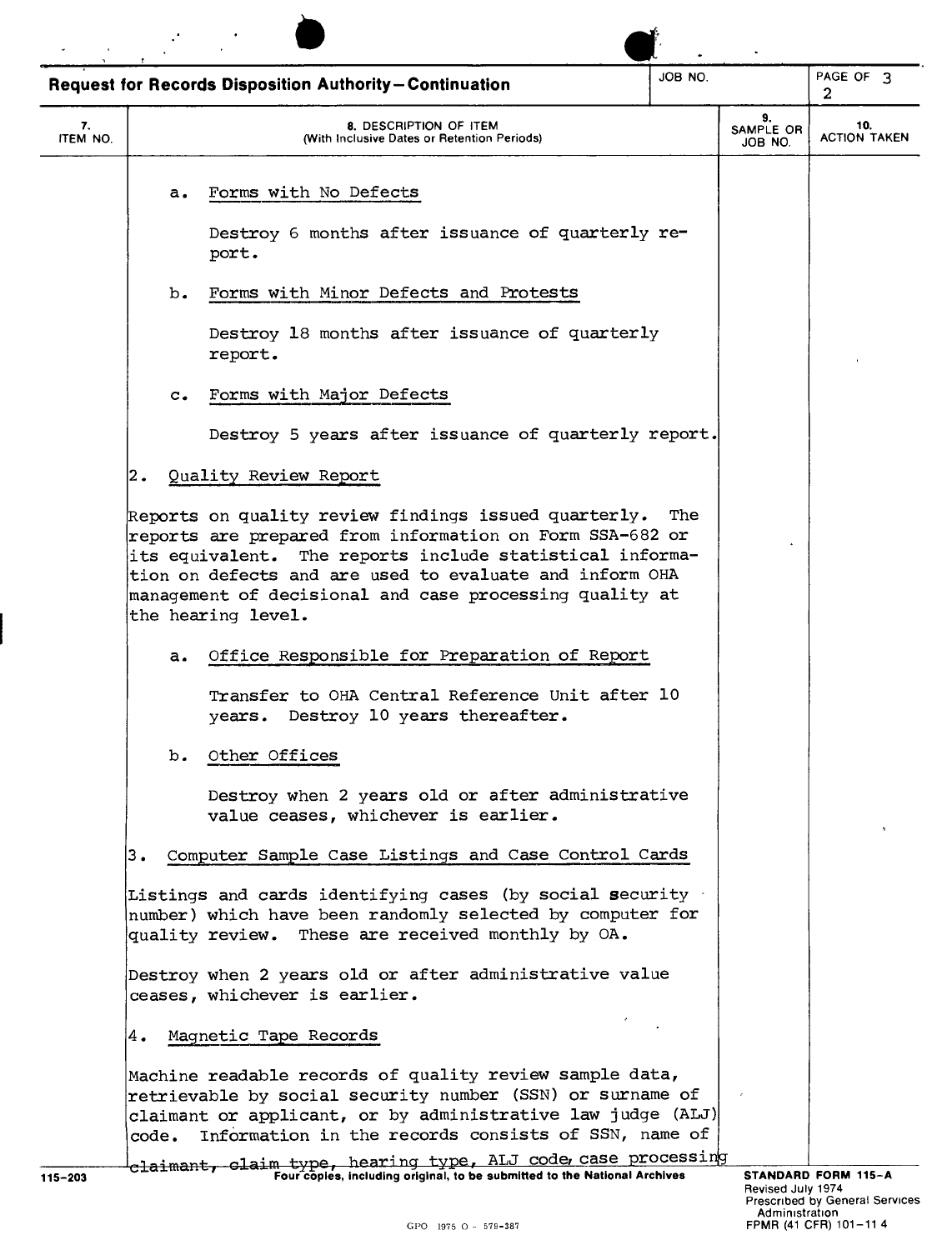## Request for Records Disposition Authority—Continuation

| 7. ITEM NO. | 8. DESCRIPTION OF ITEM (With Inclusive Dates or Retention Periods) | 9. SAMPLE OR JOB NO. | 10. ACTION TAKEN |
|---|---|---|---|

a. Forms with No Defects

Destroy 6 months after issuance of quarterly report.

b. Forms with Minor Defects and Protests

Destroy 18 months after issuance of quarterly report.

c. Forms with Major Defects

Destroy 5 years after issuance of quarterly report.

2. Quality Review Report

Reports on quality review findings issued quarterly. The reports are prepared from information on Form SSA-682 or its equivalent. The reports include statistical information on defects and are used to evaluate and inform OHA management of decisional and case processing quality at the hearing level.

a. Office Responsible for Preparation of Report

Transfer to OHA Central Reference Unit after 10 years. Destroy 10 years thereafter.

b. Other Offices

Destroy when 2 years old or after administrative value ceases, whichever is earlier.

3. Computer Sample Case Listings and Case Control Cards

Listings and cards identifying cases (by social security number) which have been randomly selected by computer for quality review. These are received monthly by OA.

Destroy when 2 years old or after administrative value ceases, whichever is earlier.

4. Magnetic Tape Records

Machine readable records of quality review sample data, retrievable by social security number (SSN) or surname of claimant or applicant, or by administrative law judge (ALJ) code. Information in the records consists of SSN, name of ~~claimant, claim type,~~ hearing type, ALJ code, case processing

Four copies, including original, to be submitted to the National Archives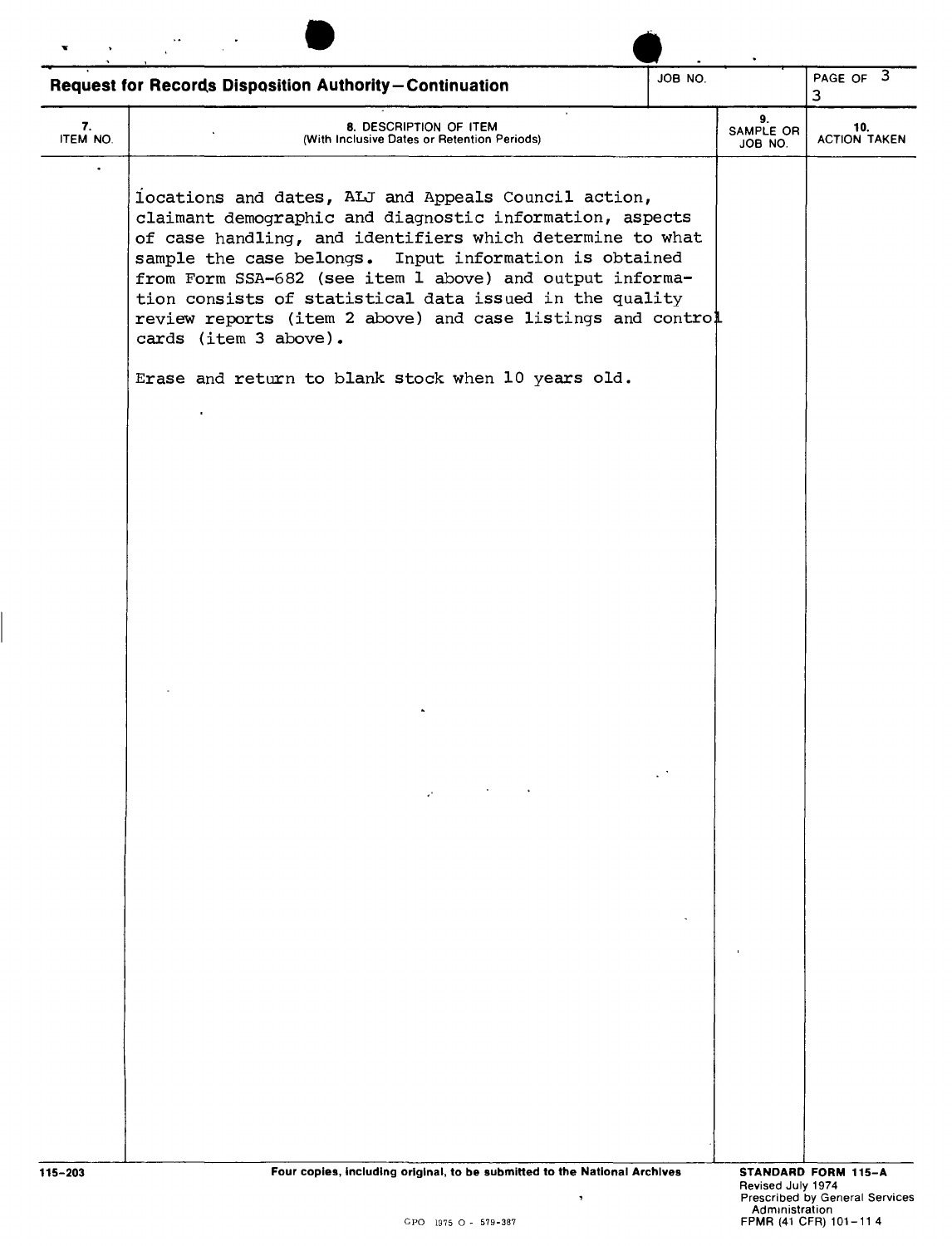## Request for Records Disposition Authority—Continuation

| JOB NO. | PAGE 3 OF 3 |
| --- | --- |
| | |

| 7. ITEM NO. | 8. DESCRIPTION OF ITEM (With Inclusive Dates or Retention Periods) | 9. SAMPLE OR JOB NO. | 10. ACTION TAKEN |
| --- | --- | --- | --- |
| | locations and dates, ALJ and Appeals Council action, claimant demographic and diagnostic information, aspects of case handling, and identifiers which determine to what sample the case belongs. Input information is obtained from Form SSA-682 (see item 1 above) and output information consists of statistical data issued in the quality review reports (item 2 above) and case listings and control cards (item 3 above).<br><br>Erase and return to blank stock when 10 years old. | | |

115-203

Four copies, including original, to be submitted to the National Archives

STANDARD FORM 115-A
Revised July 1974
Prescribed by General Services Administration
FPMR (41 CFR) 101-11 4

GPO 1975 O - 579-387